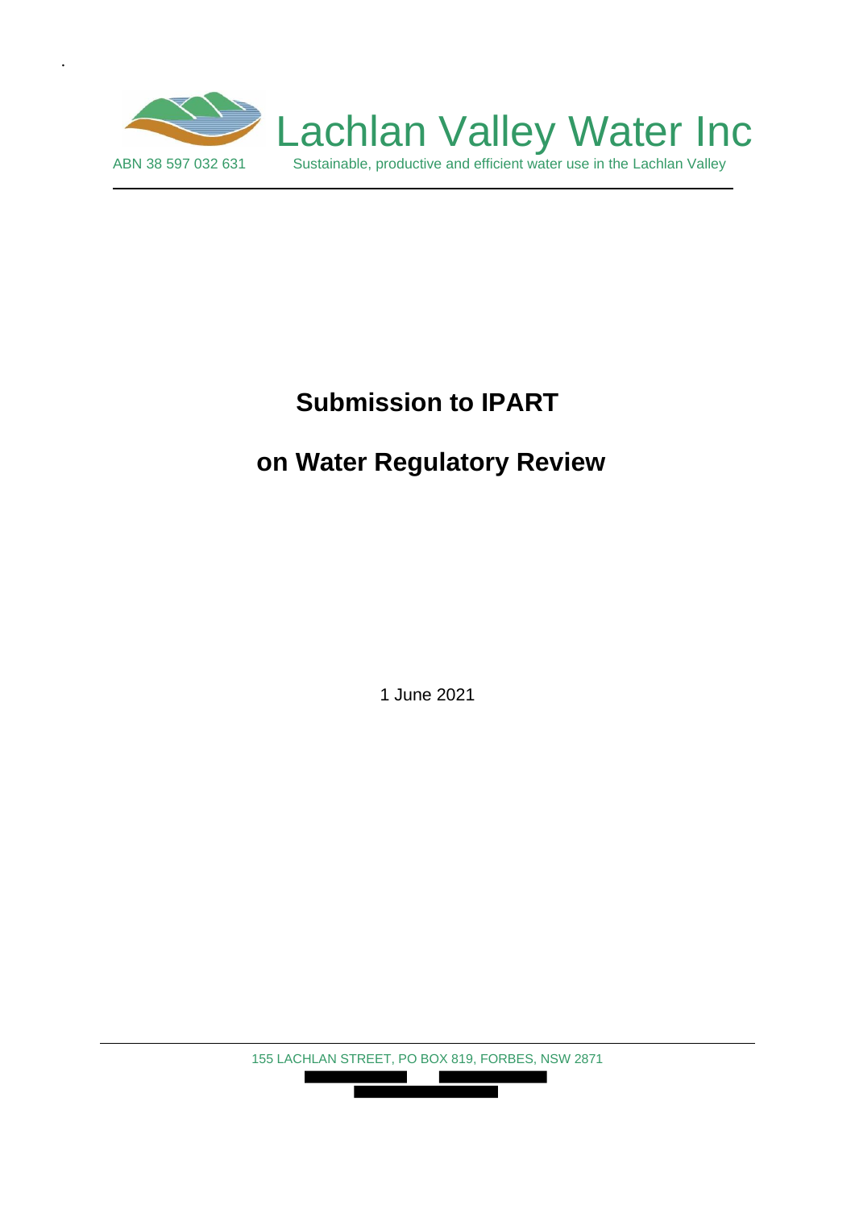Lachlan Valley Water Inc

ABN 38 597 032 631

Sustainable, productive and efficient water use in the Lachlan Valley

# Submission to IPART

# on Water Regulatory Review

1 June 2021

155 LACHLAN STREET, PO BOX 819, FORBES, NSW 2871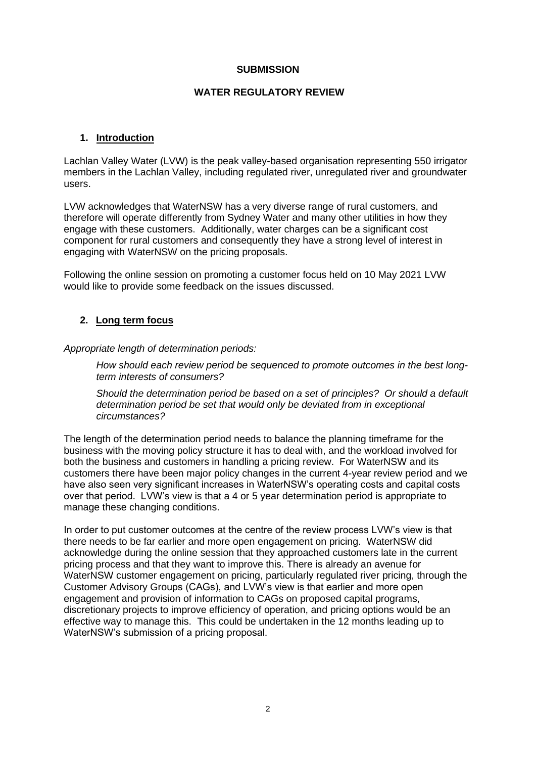**SUBMISSION**

**WATER REGULATORY REVIEW**

## 1. Introduction

Lachlan Valley Water (LVW) is the peak valley-based organisation representing 550 irrigator members in the Lachlan Valley, including regulated river, unregulated river and groundwater users.

LVW acknowledges that WaterNSW has a very diverse range of rural customers, and therefore will operate differently from Sydney Water and many other utilities in how they engage with these customers. Additionally, water charges can be a significant cost component for rural customers and consequently they have a strong level of interest in engaging with WaterNSW on the pricing proposals.

Following the online session on promoting a customer focus held on 10 May 2021 LVW would like to provide some feedback on the issues discussed.

## 2. Long term focus

*Appropriate length of determination periods:*

> *How should each review period be sequenced to promote outcomes in the best long-term interests of consumers?*
>
> *Should the determination period be based on a set of principles? Or should a default determination period be set that would only be deviated from in exceptional circumstances?*

The length of the determination period needs to balance the planning timeframe for the business with the moving policy structure it has to deal with, and the workload involved for both the business and customers in handling a pricing review. For WaterNSW and its customers there have been major policy changes in the current 4-year review period and we have also seen very significant increases in WaterNSW's operating costs and capital costs over that period. LVW's view is that a 4 or 5 year determination period is appropriate to manage these changing conditions.

In order to put customer outcomes at the centre of the review process LVW's view is that there needs to be far earlier and more open engagement on pricing. WaterNSW did acknowledge during the online session that they approached customers late in the current pricing process and that they want to improve this. There is already an avenue for WaterNSW customer engagement on pricing, particularly regulated river pricing, through the Customer Advisory Groups (CAGs), and LVW's view is that earlier and more open engagement and provision of information to CAGs on proposed capital programs, discretionary projects to improve efficiency of operation, and pricing options would be an effective way to manage this. This could be undertaken in the 12 months leading up to WaterNSW's submission of a pricing proposal.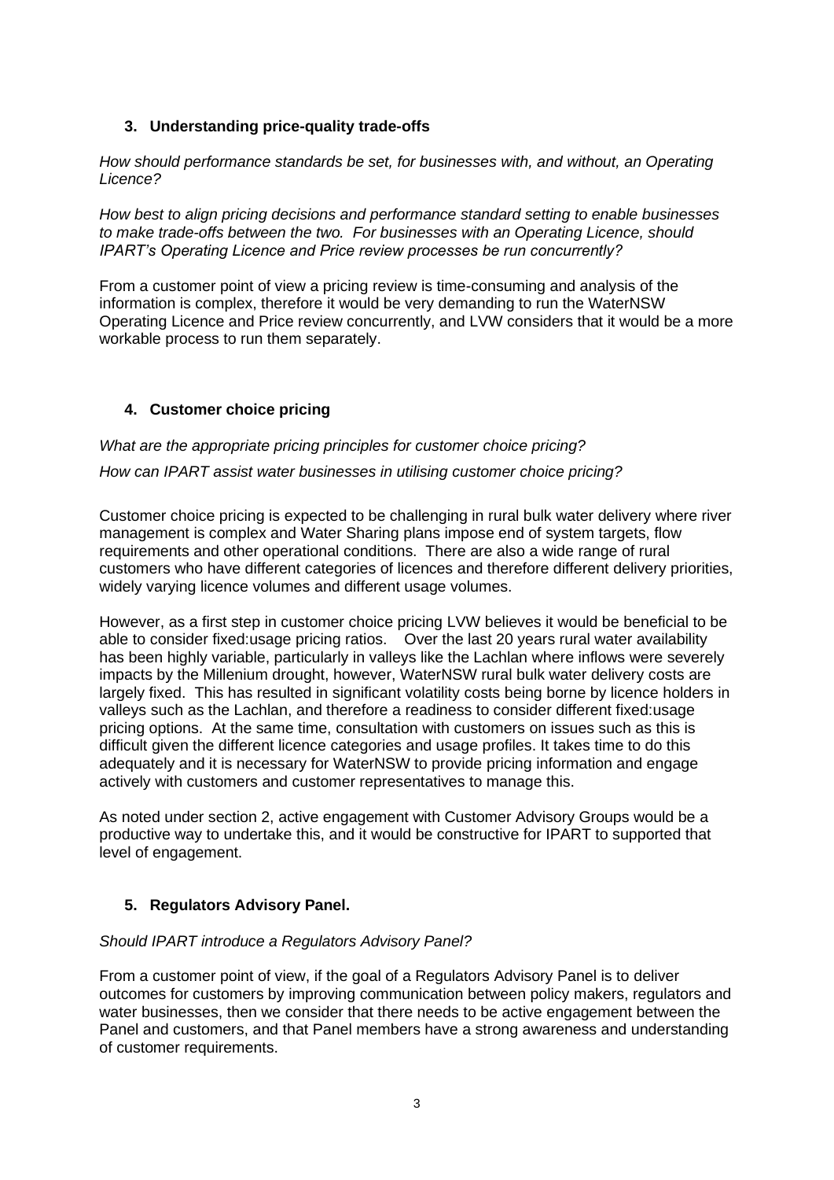### 3. Understanding price-quality trade-offs

*How should performance standards be set, for businesses with, and without, an Operating Licence?*

*How best to align pricing decisions and performance standard setting to enable businesses to make trade-offs between the two. For businesses with an Operating Licence, should IPART's Operating Licence and Price review processes be run concurrently?*

From a customer point of view a pricing review is time-consuming and analysis of the information is complex, therefore it would be very demanding to run the WaterNSW Operating Licence and Price review concurrently, and LVW considers that it would be a more workable process to run them separately.

### 4. Customer choice pricing

*What are the appropriate pricing principles for customer choice pricing?*

*How can IPART assist water businesses in utilising customer choice pricing?*

Customer choice pricing is expected to be challenging in rural bulk water delivery where river management is complex and Water Sharing plans impose end of system targets, flow requirements and other operational conditions. There are also a wide range of rural customers who have different categories of licences and therefore different delivery priorities, widely varying licence volumes and different usage volumes.

However, as a first step in customer choice pricing LVW believes it would be beneficial to be able to consider fixed:usage pricing ratios. Over the last 20 years rural water availability has been highly variable, particularly in valleys like the Lachlan where inflows were severely impacts by the Millenium drought, however, WaterNSW rural bulk water delivery costs are largely fixed. This has resulted in significant volatility costs being borne by licence holders in valleys such as the Lachlan, and therefore a readiness to consider different fixed:usage pricing options. At the same time, consultation with customers on issues such as this is difficult given the different licence categories and usage profiles. It takes time to do this adequately and it is necessary for WaterNSW to provide pricing information and engage actively with customers and customer representatives to manage this.

As noted under section 2, active engagement with Customer Advisory Groups would be a productive way to undertake this, and it would be constructive for IPART to supported that level of engagement.

### 5. Regulators Advisory Panel.

*Should IPART introduce a Regulators Advisory Panel?*

From a customer point of view, if the goal of a Regulators Advisory Panel is to deliver outcomes for customers by improving communication between policy makers, regulators and water businesses, then we consider that there needs to be active engagement between the Panel and customers, and that Panel members have a strong awareness and understanding of customer requirements.